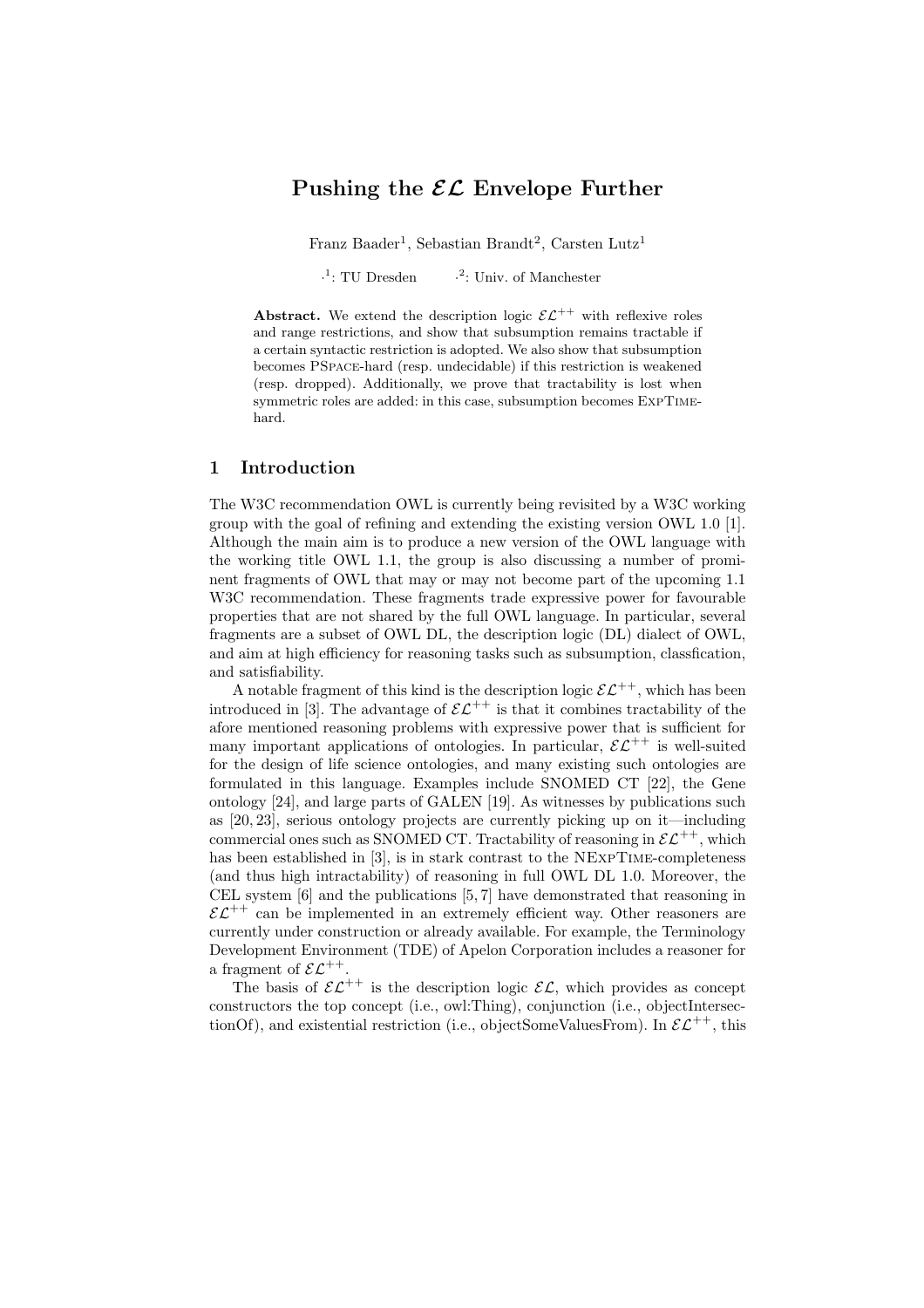# Pushing the $\mathcal{EL}$ Envelope Further

Franz Baader[1], Sebastian Brandt[2], Carsten Lutz[1]

[1]: TU Dresden  [2]: Univ. of Manchester

**Abstract.** We extend the description logic $\mathcal{EL}^{++}$ with reflexive roles and range restrictions, and show that subsumption remains tractable if a certain syntactic restriction is adopted. We also show that subsumption becomes PSpace-hard (resp. undecidable) if this restriction is weakened (resp. dropped). Additionally, we prove that tractability is lost when symmetric roles are added: in this case, subsumption becomes ExpTime-hard.

## 1 Introduction

The W3C recommendation OWL is currently being revisited by a W3C working group with the goal of refining and extending the existing version OWL 1.0 [1]. Although the main aim is to produce a new version of the OWL language with the working title OWL 1.1, the group is also discussing a number of prominent fragments of OWL that may or may not become part of the upcoming 1.1 W3C recommendation. These fragments trade expressive power for favourable properties that are not shared by the full OWL language. In particular, several fragments are a subset of OWL DL, the description logic (DL) dialect of OWL, and aim at high efficiency for reasoning tasks such as subsumption, classfication, and satisfiability.

A notable fragment of this kind is the description logic $\mathcal{EL}^{++}$, which has been introduced in [3]. The advantage of $\mathcal{EL}^{++}$ is that it combines tractability of the afore mentioned reasoning problems with expressive power that is sufficient for many important applications of ontologies. In particular, $\mathcal{EL}^{++}$ is well-suited for the design of life science ontologies, and many existing such ontologies are formulated in this language. Examples include SNOMED CT [22], the Gene ontology [24], and large parts of GALEN [19]. As witnesses by publications such as [20, 23], serious ontology projects are currently picking up on it—including commercial ones such as SNOMED CT. Tractability of reasoning in $\mathcal{EL}^{++}$, which has been established in [3], is in stark contrast to the NExpTime-completeness (and thus high intractability) of reasoning in full OWL DL 1.0. Moreover, the CEL system [6] and the publications [5, 7] have demonstrated that reasoning in $\mathcal{EL}^{++}$ can be implemented in an extremely efficient way. Other reasoners are currently under construction or already available. For example, the Terminology Development Environment (TDE) of Apelon Corporation includes a reasoner for a fragment of $\mathcal{EL}^{++}$.

The basis of $\mathcal{EL}^{++}$ is the description logic $\mathcal{EL}$, which provides as concept constructors the top concept (i.e., owl:Thing), conjunction (i.e., objectIntersectionOf), and existential restriction (i.e., objectSomeValuesFrom). In $\mathcal{EL}^{++}$, this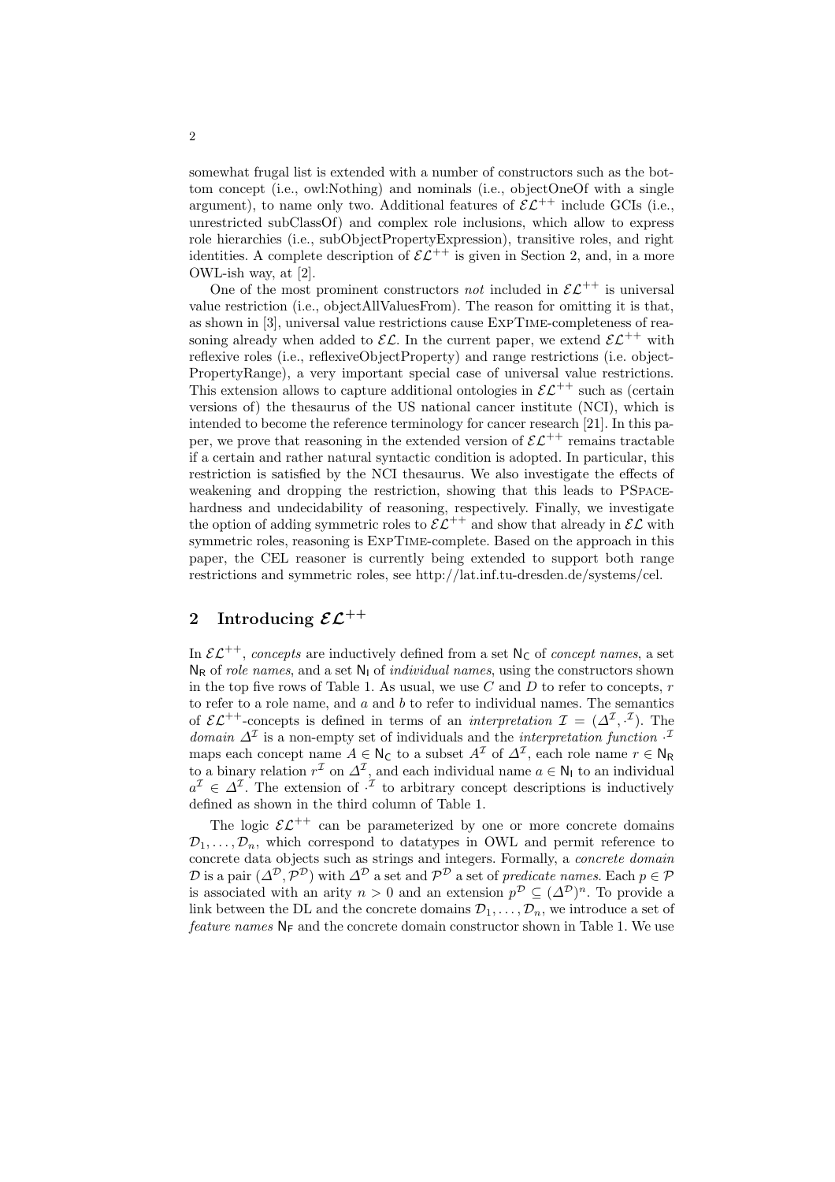somewhat frugal list is extended with a number of constructors such as the bottom concept (i.e., owl:Nothing) and nominals (i.e., objectOneOf with a single argument), to name only two. Additional features of $\mathcal{EL}^{++}$ include GCIs (i.e., unrestricted subClassOf) and complex role inclusions, which allow to express role hierarchies (i.e., subObjectPropertyExpression), transitive roles, and right identities. A complete description of $\mathcal{EL}^{++}$ is given in Section 2, and, in a more OWL-ish way, at [2].

One of the most prominent constructors *not* included in $\mathcal{EL}^{++}$ is universal value restriction (i.e., objectAllValuesFrom). The reason for omitting it is that, as shown in [3], universal value restrictions cause ExpTime-completeness of reasoning already when added to $\mathcal{EL}$. In the current paper, we extend $\mathcal{EL}^{++}$ with reflexive roles (i.e., reflexiveObjectProperty) and range restrictions (i.e. objectPropertyRange), a very important special case of universal value restrictions. This extension allows to capture additional ontologies in $\mathcal{EL}^{++}$ such as (certain versions of) the thesaurus of the US national cancer institute (NCI), which is intended to become the reference terminology for cancer research [21]. In this paper, we prove that reasoning in the extended version of $\mathcal{EL}^{++}$ remains tractable if a certain and rather natural syntactic condition is adopted. In particular, this restriction is satisfied by the NCI thesaurus. We also investigate the effects of weakening and dropping the restriction, showing that this leads to PSpace-hardness and undecidability of reasoning, respectively. Finally, we investigate the option of adding symmetric roles to $\mathcal{EL}^{++}$ and show that already in $\mathcal{EL}$ with symmetric roles, reasoning is ExpTime-complete. Based on the approach in this paper, the CEL reasoner is currently being extended to support both range restrictions and symmetric roles, see http://lat.inf.tu-dresden.de/systems/cel.

## 2 Introducing $\mathcal{EL}^{++}$

In $\mathcal{EL}^{++}$, *concepts* are inductively defined from a set $\mathsf{N_C}$ of *concept names*, a set $\mathsf{N_R}$ of *role names*, and a set $\mathsf{N_I}$ of *individual names*, using the constructors shown in the top five rows of Table 1. As usual, we use $C$ and $D$ to refer to concepts, $r$ to refer to a role name, and $a$ and $b$ to refer to individual names. The semantics of $\mathcal{EL}^{++}$-concepts is defined in terms of an *interpretation* $\mathcal{I} = (\Delta^\mathcal{I}, \cdot^\mathcal{I})$. The *domain* $\Delta^\mathcal{I}$ is a non-empty set of individuals and the *interpretation function* $\cdot^\mathcal{I}$ maps each concept name $A \in \mathsf{N_C}$ to a subset $A^\mathcal{I}$ of $\Delta^\mathcal{I}$, each role name $r \in \mathsf{N_R}$ to a binary relation $r^\mathcal{I}$ on $\Delta^\mathcal{I}$, and each individual name $a \in \mathsf{N_I}$ to an individual $a^\mathcal{I} \in \Delta^\mathcal{I}$. The extension of $\cdot^\mathcal{I}$ to arbitrary concept descriptions is inductively defined as shown in the third column of Table 1.

The logic $\mathcal{EL}^{++}$ can be parameterized by one or more concrete domains $\mathcal{D}_1, \ldots, \mathcal{D}_n$, which correspond to datatypes in OWL and permit reference to concrete data objects such as strings and integers. Formally, a *concrete domain* $\mathcal{D}$ is a pair $(\Delta^\mathcal{D}, \mathcal{P}^\mathcal{D})$ with $\Delta^\mathcal{D}$ a set and $\mathcal{P}^\mathcal{D}$ a set of *predicate names*. Each $p \in \mathcal{P}$ is associated with an arity $n > 0$ and an extension $p^\mathcal{D} \subseteq (\Delta^\mathcal{D})^n$. To provide a link between the DL and the concrete domains $\mathcal{D}_1, \ldots, \mathcal{D}_n$, we introduce a set of *feature names* $\mathsf{N_F}$ and the concrete domain constructor shown in Table 1. We use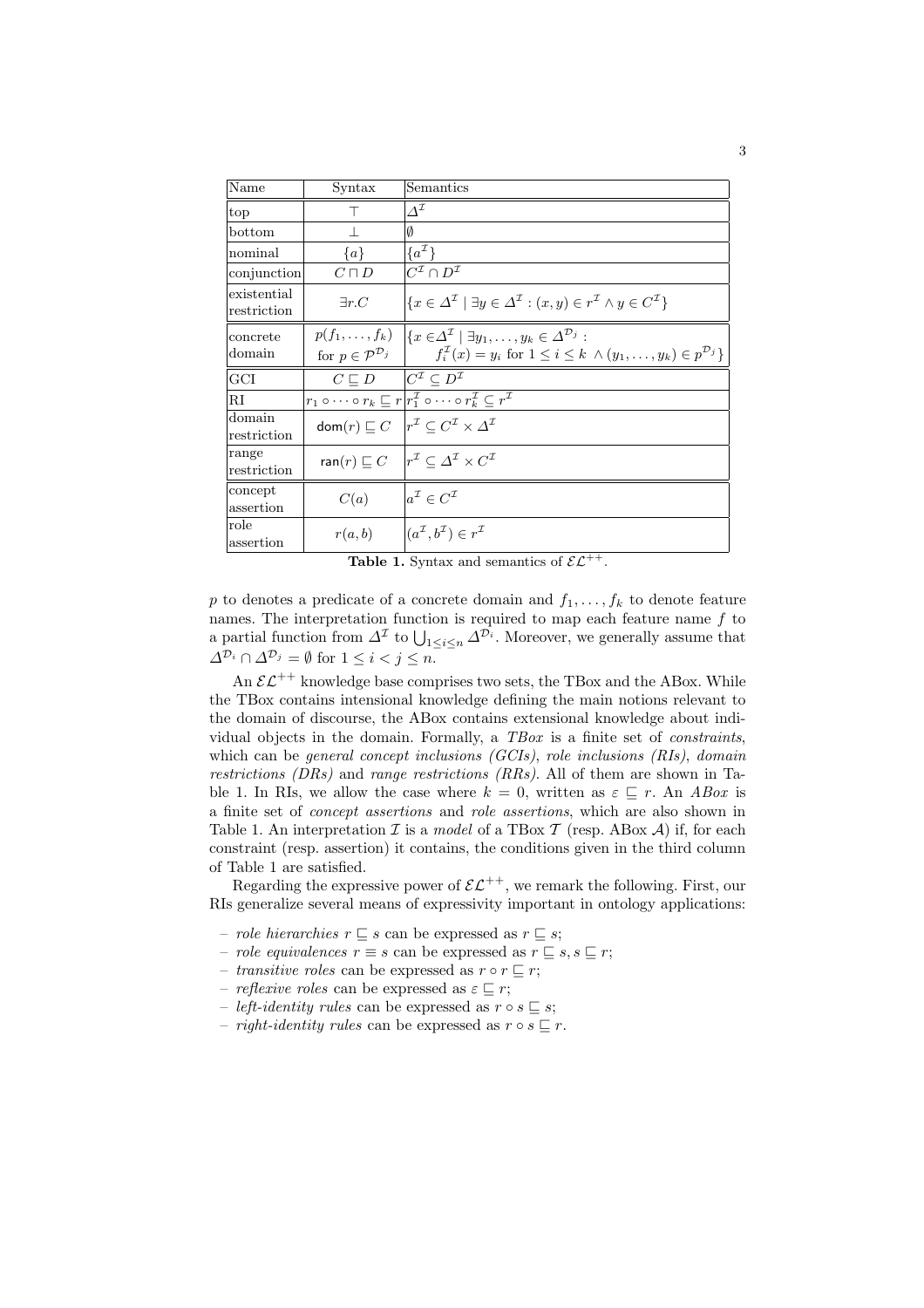| Name | Syntax | Semantics |
| --- | --- | --- |
| top | $\top$ | $\Delta^{\mathcal{I}}$ |
| bottom | $\bot$ | $\emptyset$ |
| nominal | $\{a\}$ | $\{a^{\mathcal{I}}\}$ |
| conjunction | $C \sqcap D$ | $C^{\mathcal{I}} \cap D^{\mathcal{I}}$ |
| existential restriction | $\exists r.C$ | $\{x \in \Delta^{\mathcal{I}} \mid \exists y \in \Delta^{\mathcal{I}} : (x, y) \in r^{\mathcal{I}} \wedge y \in C^{\mathcal{I}}\}$ |
| concrete domain | $p(f_1, \ldots, f_k)$ for $p \in \mathcal{P}^{\mathcal{D}_j}$ | $\{x \in \Delta^{\mathcal{I}} \mid \exists y_1, \ldots, y_k \in \Delta^{\mathcal{D}_j} : f_i^{\mathcal{I}}(x) = y_i \text{ for } 1 \leq i \leq k \ \wedge (y_1, \ldots, y_k) \in p^{\mathcal{D}_j}\}$ |
| GCI | $C \sqsubseteq D$ | $C^{\mathcal{I}} \subseteq D^{\mathcal{I}}$ |
| RI | $r_1 \circ \cdots \circ r_k \sqsubseteq r$ | $r_1^{\mathcal{I}} \circ \cdots \circ r_k^{\mathcal{I}} \subseteq r^{\mathcal{I}}$ |
| domain restriction | $\mathsf{dom}(r) \sqsubseteq C$ | $r^{\mathcal{I}} \subseteq C^{\mathcal{I}} \times \Delta^{\mathcal{I}}$ |
| range restriction | $\mathsf{ran}(r) \sqsubseteq C$ | $r^{\mathcal{I}} \subseteq \Delta^{\mathcal{I}} \times C^{\mathcal{I}}$ |
| concept assertion | $C(a)$ | $a^{\mathcal{I}} \in C^{\mathcal{I}}$ |
| role assertion | $r(a, b)$ | $(a^{\mathcal{I}}, b^{\mathcal{I}}) \in r^{\mathcal{I}}$ |

**Table 1.** Syntax and semantics of $\mathcal{EL}^{++}$.

$p$ to denotes a predicate of a concrete domain and $f_1, \ldots, f_k$ to denote feature names. The interpretation function is required to map each feature name $f$ to a partial function from $\Delta^{\mathcal{I}}$ to $\bigcup_{1 \leq i \leq n} \Delta^{\mathcal{D}_i}$. Moreover, we generally assume that $\Delta^{\mathcal{D}_i} \cap \Delta^{\mathcal{D}_j} = \emptyset$ for $1 \leq i < j \leq n$.

An $\mathcal{EL}^{++}$ knowledge base comprises two sets, the TBox and the ABox. While the TBox contains intensional knowledge defining the main notions relevant to the domain of discourse, the ABox contains extensional knowledge about individual objects in the domain. Formally, a *TBox* is a finite set of *constraints*, which can be *general concept inclusions (GCIs)*, *role inclusions (RIs)*, *domain restrictions (DRs)* and *range restrictions (RRs)*. All of them are shown in Table 1. In RIs, we allow the case where $k = 0$, written as $\varepsilon \sqsubseteq r$. An *ABox* is a finite set of *concept assertions* and *role assertions*, which are also shown in Table 1. An interpretation $\mathcal{I}$ is a *model* of a TBox $\mathcal{T}$ (resp. ABox $\mathcal{A}$) if, for each constraint (resp. assertion) it contains, the conditions given in the third column of Table 1 are satisfied.

Regarding the expressive power of $\mathcal{EL}^{++}$, we remark the following. First, our RIs generalize several means of expressivity important in ontology applications:

- *role hierarchies* $r \sqsubseteq s$ can be expressed as $r \sqsubseteq s$;
- *role equivalences* $r \equiv s$ can be expressed as $r \sqsubseteq s, s \sqsubseteq r$;
- *transitive roles* can be expressed as $r \circ r \sqsubseteq r$;
- *reflexive roles* can be expressed as $\varepsilon \sqsubseteq r$;
- *left-identity rules* can be expressed as $r \circ s \sqsubseteq s$;
- *right-identity rules* can be expressed as $r \circ s \sqsubseteq r$.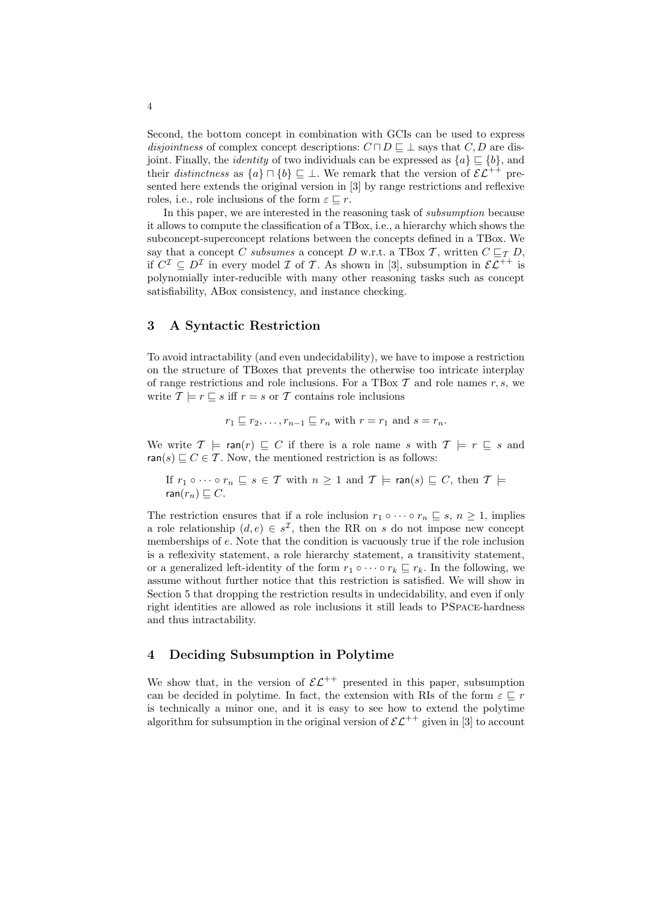Second, the bottom concept in combination with GCIs can be used to express *disjointness* of complex concept descriptions: $C \sqcap D \sqsubseteq \bot$ says that $C, D$ are disjoint. Finally, the *identity* of two individuals can be expressed as $\{a\} \sqsubseteq \{b\}$, and their *distinctness* as $\{a\} \sqcap \{b\} \sqsubseteq \bot$. We remark that the version of $\mathcal{EL}^{++}$ presented here extends the original version in [3] by range restrictions and reflexive roles, i.e., role inclusions of the form $\varepsilon \sqsubseteq r$.

In this paper, we are interested in the reasoning task of *subsumption* because it allows to compute the classification of a TBox, i.e., a hierarchy which shows the subconcept-superconcept relations between the concepts defined in a TBox. We say that a concept $C$ *subsumes* a concept $D$ w.r.t. a TBox $\mathcal{T}$, written $C \sqsubseteq_{\mathcal{T}} D$, if $C^{\mathcal{I}} \subseteq D^{\mathcal{I}}$ in every model $\mathcal{I}$ of $\mathcal{T}$. As shown in [3], subsumption in $\mathcal{EL}^{++}$ is polynomially inter-reducible with many other reasoning tasks such as concept satisfiability, ABox consistency, and instance checking.

## 3 A Syntactic Restriction

To avoid intractability (and even undecidability), we have to impose a restriction on the structure of TBoxes that prevents the otherwise too intricate interplay of range restrictions and role inclusions. For a TBox $\mathcal{T}$ and role names $r, s$, we write $\mathcal{T} \models r \sqsubseteq s$ iff $r = s$ or $\mathcal{T}$ contains role inclusions

$$r_1 \sqsubseteq r_2, \ldots, r_{n-1} \sqsubseteq r_n \text{ with } r = r_1 \text{ and } s = r_n.$$

We write $\mathcal{T} \models \mathsf{ran}(r) \sqsubseteq C$ if there is a role name $s$ with $\mathcal{T} \models r \sqsubseteq s$ and $\mathsf{ran}(s) \sqsubseteq C \in \mathcal{T}$. Now, the mentioned restriction is as follows:

> If $r_1 \circ \cdots \circ r_n \sqsubseteq s \in \mathcal{T}$ with $n \geq 1$ and $\mathcal{T} \models \mathsf{ran}(s) \sqsubseteq C$, then $\mathcal{T} \models \mathsf{ran}(r_n) \sqsubseteq C$.

The restriction ensures that if a role inclusion $r_1 \circ \cdots \circ r_n \sqsubseteq s$, $n \geq 1$, implies a role relationship $(d, e) \in s^{\mathcal{I}}$, then the RR on $s$ do not impose new concept memberships of $e$. Note that the condition is vacuously true if the role inclusion is a reflexivity statement, a role hierarchy statement, a transitivity statement, or a generalized left-identity of the form $r_1 \circ \cdots \circ r_k \sqsubseteq r_k$. In the following, we assume without further notice that this restriction is satisfied. We will show in Section 5 that dropping the restriction results in undecidability, and even if only right identities are allowed as role inclusions it still leads to PSpace-hardness and thus intractability.

## 4 Deciding Subsumption in Polytime

We show that, in the version of $\mathcal{EL}^{++}$ presented in this paper, subsumption can be decided in polytime. In fact, the extension with RIs of the form $\varepsilon \sqsubseteq r$ is technically a minor one, and it is easy to see how to extend the polytime algorithm for subsumption in the original version of $\mathcal{EL}^{++}$ given in [3] to account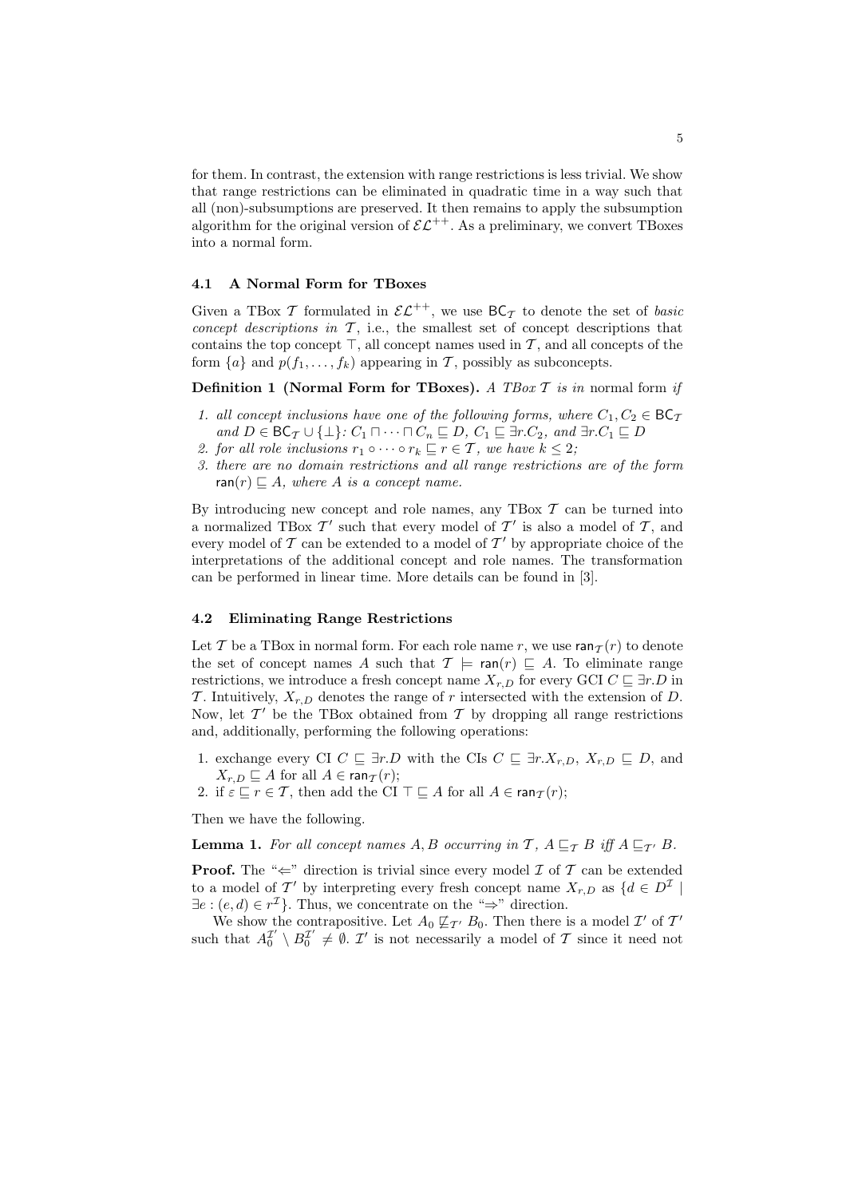for them. In contrast, the extension with range restrictions is less trivial. We show that range restrictions can be eliminated in quadratic time in a way such that all (non)-subsumptions are preserved. It then remains to apply the subsumption algorithm for the original version of $\mathcal{EL}^{++}$. As a preliminary, we convert TBoxes into a normal form.

### 4.1 A Normal Form for TBoxes

Given a TBox $\mathcal{T}$ formulated in $\mathcal{EL}^{++}$, we use $\mathsf{BC}_\mathcal{T}$ to denote the set of *basic concept descriptions in* $\mathcal{T}$, i.e., the smallest set of concept descriptions that contains the top concept $\top$, all concept names used in $\mathcal{T}$, and all concepts of the form $\{a\}$ and $p(f_1, \ldots, f_k)$ appearing in $\mathcal{T}$, possibly as subconcepts.

**Definition 1 (Normal Form for TBoxes).** *A TBox $\mathcal{T}$ is in* normal form *if*

1. *all concept inclusions have one of the following forms, where $C_1, C_2 \in \mathsf{BC}_\mathcal{T}$ and $D \in \mathsf{BC}_\mathcal{T} \cup \{\bot\}$: $C_1 \sqcap \cdots \sqcap C_n \sqsubseteq D$, $C_1 \sqsubseteq \exists r.C_2$, and $\exists r.C_1 \sqsubseteq D$*
2. *for all role inclusions $r_1 \circ \cdots \circ r_k \sqsubseteq r \in \mathcal{T}$, we have $k \leq 2$;*
3. *there are no domain restrictions and all range restrictions are of the form $\mathsf{ran}(r) \sqsubseteq A$, where $A$ is a concept name.*

By introducing new concept and role names, any TBox $\mathcal{T}$ can be turned into a normalized TBox $\mathcal{T}'$ such that every model of $\mathcal{T}'$ is also a model of $\mathcal{T}$, and every model of $\mathcal{T}$ can be extended to a model of $\mathcal{T}'$ by appropriate choice of the interpretations of the additional concept and role names. The transformation can be performed in linear time. More details can be found in [3].

### 4.2 Eliminating Range Restrictions

Let $\mathcal{T}$ be a TBox in normal form. For each role name $r$, we use $\mathsf{ran}_\mathcal{T}(r)$ to denote the set of concept names $A$ such that $\mathcal{T} \models \mathsf{ran}(r) \sqsubseteq A$. To eliminate range restrictions, we introduce a fresh concept name $X_{r,D}$ for every GCI $C \sqsubseteq \exists r.D$ in $\mathcal{T}$. Intuitively, $X_{r,D}$ denotes the range of $r$ intersected with the extension of $D$. Now, let $\mathcal{T}'$ be the TBox obtained from $\mathcal{T}$ by dropping all range restrictions and, additionally, performing the following operations:

1. exchange every CI $C \sqsubseteq \exists r.D$ with the CIs $C \sqsubseteq \exists r.X_{r,D}$, $X_{r,D} \sqsubseteq D$, and $X_{r,D} \sqsubseteq A$ for all $A \in \mathsf{ran}_\mathcal{T}(r)$;
2. if $\varepsilon \sqsubseteq r \in \mathcal{T}$, then add the CI $\top \sqsubseteq A$ for all $A \in \mathsf{ran}_\mathcal{T}(r)$;

Then we have the following.

**Lemma 1.** *For all concept names $A, B$ occurring in $\mathcal{T}$, $A \sqsubseteq_\mathcal{T} B$ iff $A \sqsubseteq_{\mathcal{T}'} B$.*

**Proof.** The "$\Leftarrow$" direction is trivial since every model $\mathcal{I}$ of $\mathcal{T}$ can be extended to a model of $\mathcal{T}'$ by interpreting every fresh concept name $X_{r,D}$ as $\{d \in D^\mathcal{I} \mid \exists e : (e, d) \in r^\mathcal{I}\}$. Thus, we concentrate on the "$\Rightarrow$" direction.

We show the contrapositive. Let $A_0 \not\sqsubseteq_{\mathcal{T}'} B_0$. Then there is a model $\mathcal{I}'$ of $\mathcal{T}'$ such that $A_0^{\mathcal{I}'} \setminus B_0^{\mathcal{I}'} \neq \emptyset$. $\mathcal{I}'$ is not necessarily a model of $\mathcal{T}$ since it need not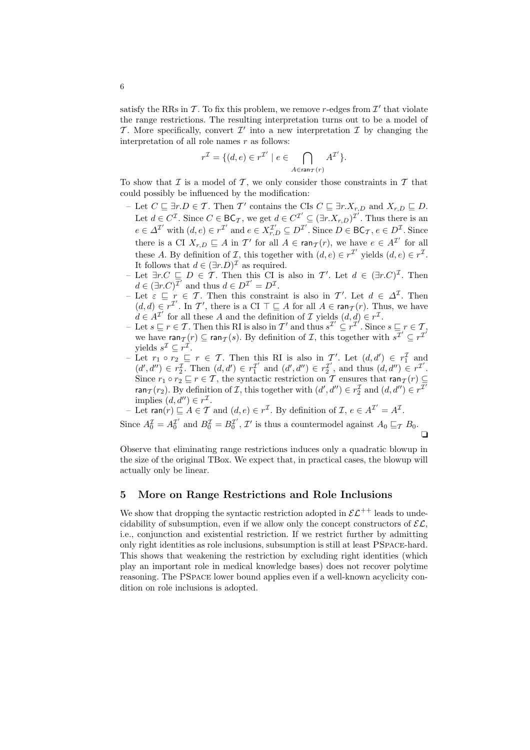satisfy the RRs in $\mathcal{T}$. To fix this problem, we remove $r$-edges from $\mathcal{I}'$ that violate the range restrictions. The resulting interpretation turns out to be a model of $\mathcal{T}$. More specifically, convert $\mathcal{I}'$ into a new interpretation $\mathcal{I}$ by changing the interpretation of all role names $r$ as follows:

$$r^{\mathcal{I}} = \{(d,e) \in r^{\mathcal{I}'} \mid e \in \bigcap_{A \in \mathsf{ran}_{\mathcal{T}}(r)} A^{\mathcal{I}'}\}.$$

To show that $\mathcal{I}$ is a model of $\mathcal{T}$, we only consider those constraints in $\mathcal{T}$ that could possibly be influenced by the modification:

- Let $C \sqsubseteq \exists r.D \in \mathcal{T}$. Then $\mathcal{T}'$ contains the CIs $C \sqsubseteq \exists r.X_{r,D}$ and $X_{r,D} \sqsubseteq D$. Let $d \in C^{\mathcal{I}}$. Since $C \in \mathsf{BC}_{\mathcal{T}}$, we get $d \in C^{\mathcal{I}'} \subseteq (\exists r.X_{r,D})^{\mathcal{I}'}$. Thus there is an $e \in \Delta^{\mathcal{I}'}$ with $(d,e) \in r^{\mathcal{I}'}$ and $e \in X_{r,D}^{\mathcal{I}'} \subseteq D^{\mathcal{I}'}$. Since $D \in \mathsf{BC}_{\mathcal{T}}$, $e \in D^{\mathcal{I}}$. Since there is a CI $X_{r,D} \sqsubseteq A$ in $\mathcal{T}'$ for all $A \in \mathsf{ran}_{\mathcal{T}}(r)$, we have $e \in A^{\mathcal{I}'}$ for all these $A$. By definition of $\mathcal{I}$, this together with $(d,e) \in r^{\mathcal{I}'}$ yields $(d,e) \in r^{\mathcal{I}}$. It follows that $d \in (\exists r.D)^{\mathcal{I}}$ as required.
- Let $\exists r.C \sqsubseteq D \in \mathcal{T}$. Then this CI is also in $\mathcal{T}'$. Let $d \in (\exists r.C)^{\mathcal{I}}$. Then $d \in (\exists r.C)^{\mathcal{I}'}$ and thus $d \in D^{\mathcal{I}'} = D^{\mathcal{I}}$.
- Let $\varepsilon \sqsubseteq r \in \mathcal{T}$. Then this constraint is also in $\mathcal{T}'$. Let $d \in \Delta^{\mathcal{I}}$. Then $(d,d) \in r^{\mathcal{I}'}$. In $\mathcal{T}'$, there is a CI $\top \sqsubseteq A$ for all $A \in \mathsf{ran}_{\mathcal{T}}(r)$. Thus, we have $d \in A^{\mathcal{I}'}$ for all these $A$ and the definition of $\mathcal{I}$ yields $(d,d) \in r^{\mathcal{I}}$.
- Let $s \sqsubseteq r \in \mathcal{T}$. Then this RI is also in $\mathcal{T}'$ and thus $s^{\mathcal{I}'} \subseteq r^{\mathcal{I}'}$. Since $s \sqsubseteq r \in \mathcal{T}$, we have $\mathsf{ran}_{\mathcal{T}}(r) \subseteq \mathsf{ran}_{\mathcal{T}}(s)$. By definition of $\mathcal{I}$, this together with $s^{\mathcal{I}'} \subseteq r^{\mathcal{I}'}$ yields $s^{\mathcal{I}} \subseteq r^{\mathcal{I}}$.
- Let $r_1 \circ r_2 \sqsubseteq r \in \mathcal{T}$. Then this RI is also in $\mathcal{T}'$. Let $(d,d') \in r_1^{\mathcal{I}}$ and $(d',d'') \in r_2^{\mathcal{I}}$. Then $(d,d') \in r_1^{\mathcal{I}'}$ and $(d',d'') \in r_2^{\mathcal{I}'}$, and thus $(d,d'') \in r^{\mathcal{I}'}$. Since $r_1 \circ r_2 \sqsubseteq r \in \mathcal{T}$, the syntactic restriction on $\mathcal{T}$ ensures that $\mathsf{ran}_{\mathcal{T}}(r) \subseteq \mathsf{ran}_{\mathcal{T}}(r_2)$. By definition of $\mathcal{I}$, this together with $(d',d'') \in r_2^{\mathcal{I}}$ and $(d,d'') \in r^{\mathcal{I}'}$ implies $(d,d'') \in r^{\mathcal{I}}$.
- Let $\mathsf{ran}(r) \sqsubseteq A \in \mathcal{T}$ and $(d,e) \in r^{\mathcal{I}}$. By definition of $\mathcal{I}$, $e \in A^{\mathcal{I}'} = A^{\mathcal{I}}$.

Since $A_0^{\mathcal{I}} = A_0^{\mathcal{I}'}$ and $B_0^{\mathcal{I}} = B_0^{\mathcal{I}'}$, $\mathcal{I}'$ is thus a countermodel against $A_0 \sqsubseteq_{\mathcal{T}} B_0$. ❏

Observe that eliminating range restrictions induces only a quadratic blowup in the size of the original TBox. We expect that, in practical cases, the blowup will actually only be linear.

## 5 More on Range Restrictions and Role Inclusions

We show that dropping the syntactic restriction adopted in $\mathcal{EL}^{++}$ leads to undecidability of subsumption, even if we allow only the concept constructors of $\mathcal{EL}$, i.e., conjunction and existential restriction. If we restrict further by admitting only right identities as role inclusions, subsumption is still at least PSpace-hard. This shows that weakening the restriction by excluding right identities (which play an important role in medical knowledge bases) does not recover polytime reasoning. The PSpace lower bound applies even if a well-known acyclicity condition on role inclusions is adopted.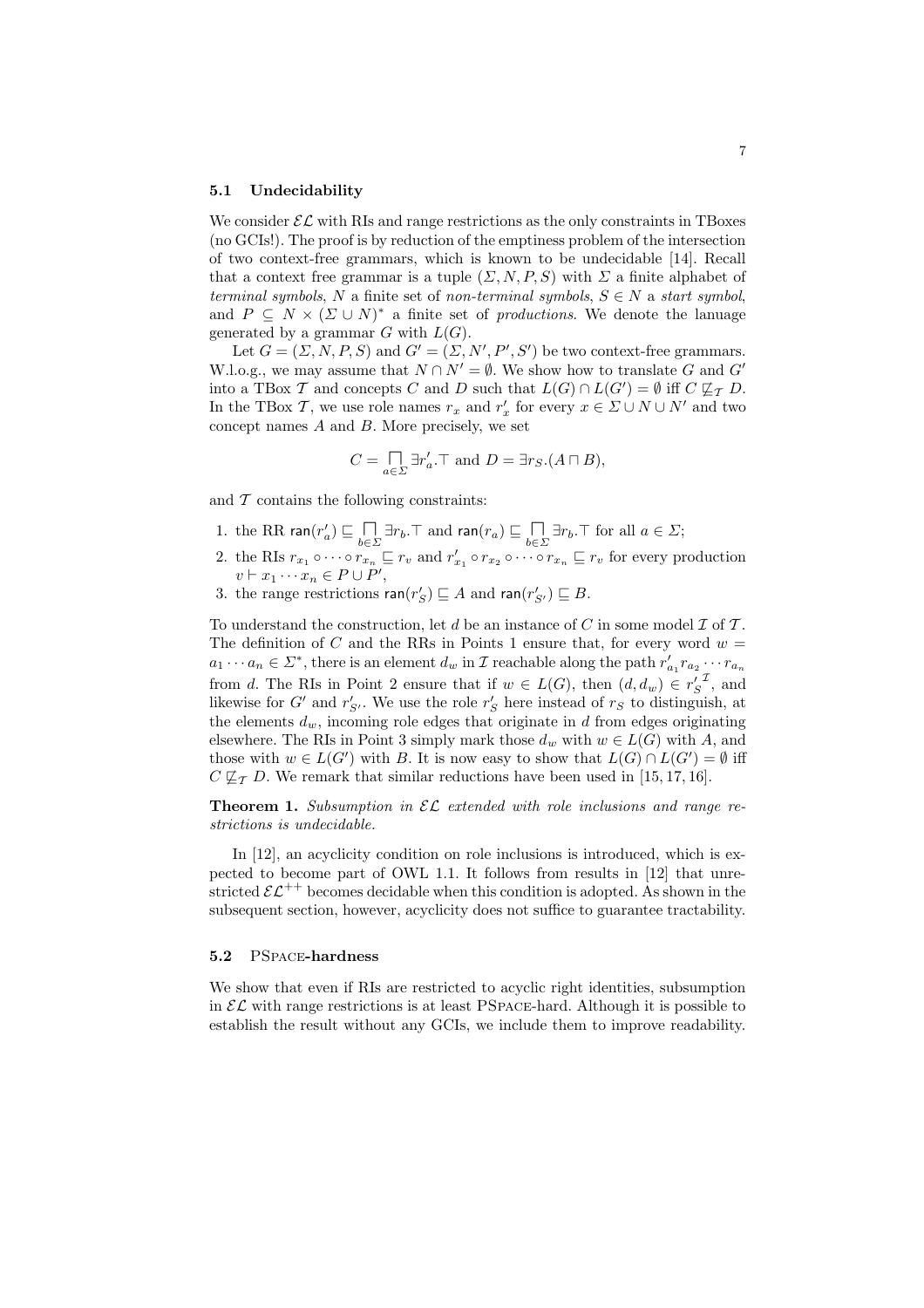### 5.1 Undecidability

We consider $\mathcal{EL}$ with RIs and range restrictions as the only constraints in TBoxes (no GCIs!). The proof is by reduction of the emptiness problem of the intersection of two context-free grammars, which is known to be undecidable [14]. Recall that a context free grammar is a tuple $(\Sigma, N, P, S)$ with $\Sigma$ a finite alphabet of *terminal symbols*, $N$ a finite set of *non-terminal symbols*, $S \in N$ a *start symbol*, and $P \subseteq N \times (\Sigma \cup N)^*$ a finite set of *productions*. We denote the lanuage generated by a grammar $G$ with $L(G)$.

Let $G = (\Sigma, N, P, S)$ and $G' = (\Sigma, N', P', S')$ be two context-free grammars. W.l.o.g., we may assume that $N \cap N' = \emptyset$. We show how to translate $G$ and $G'$ into a TBox $\mathcal{T}$ and concepts $C$ and $D$ such that $L(G) \cap L(G') = \emptyset$ iff $C \not\sqsubseteq_{\mathcal{T}} D$. In the TBox $\mathcal{T}$, we use role names $r_x$ and $r'_x$ for every $x \in \Sigma \cup N \cup N'$ and two concept names $A$ and $B$. More precisely, we set

$$C = \bigsqcap_{a \in \Sigma} \exists r'_a.\top \text{ and } D = \exists r_S.(A \sqcap B),$$

and $\mathcal{T}$ contains the following constraints:

1. the RR $\mathsf{ran}(r'_a) \sqsubseteq \bigsqcap_{b \in \Sigma} \exists r_b.\top$ and $\mathsf{ran}(r_a) \sqsubseteq \bigsqcap_{b \in \Sigma} \exists r_b.\top$ for all $a \in \Sigma$;
2. the RIs $r_{x_1} \circ \cdots \circ r_{x_n} \sqsubseteq r_v$ and $r'_{x_1} \circ r_{x_2} \circ \cdots \circ r_{x_n} \sqsubseteq r_v$ for every production $v \vdash x_1 \cdots x_n \in P \cup P'$,
3. the range restrictions $\mathsf{ran}(r'_S) \sqsubseteq A$ and $\mathsf{ran}(r'_{S'}) \sqsubseteq B$.

To understand the construction, let $d$ be an instance of $C$ in some model $\mathcal{I}$ of $\mathcal{T}$. The definition of $C$ and the RRs in Points 1 ensure that, for every word $w = a_1 \cdots a_n \in \Sigma^*$, there is an element $d_w$ in $\mathcal{I}$ reachable along the path $r'_{a_1} r_{a_2} \cdots r_{a_n}$ from $d$. The RIs in Point 2 ensure that if $w \in L(G)$, then $(d, d_w) \in {r'_S}^{\mathcal{I}}$, and likewise for $G'$ and $r'_{S'}$. We use the role $r'_S$ here instead of $r_S$ to distinguish, at the elements $d_w$, incoming role edges that originate in $d$ from edges originating elsewhere. The RIs in Point 3 simply mark those $d_w$ with $w \in L(G)$ with $A$, and those with $w \in L(G')$ with $B$. It is now easy to show that $L(G) \cap L(G') = \emptyset$ iff $C \not\sqsubseteq_{\mathcal{T}} D$. We remark that similar reductions have been used in [15, 17, 16].

**Theorem 1.** *Subsumption in $\mathcal{EL}$ extended with role inclusions and range restrictions is undecidable.*

In [12], an acyclicity condition on role inclusions is introduced, which is expected to become part of OWL 1.1. It follows from results in [12] that unrestricted $\mathcal{EL}^{++}$ becomes decidable when this condition is adopted. As shown in the subsequent section, however, acyclicity does not suffice to guarantee tractability.

### 5.2 PSpace-hardness

We show that even if RIs are restricted to acyclic right identities, subsumption in $\mathcal{EL}$ with range restrictions is at least PSpace-hard. Although it is possible to establish the result without any GCIs, we include them to improve readability.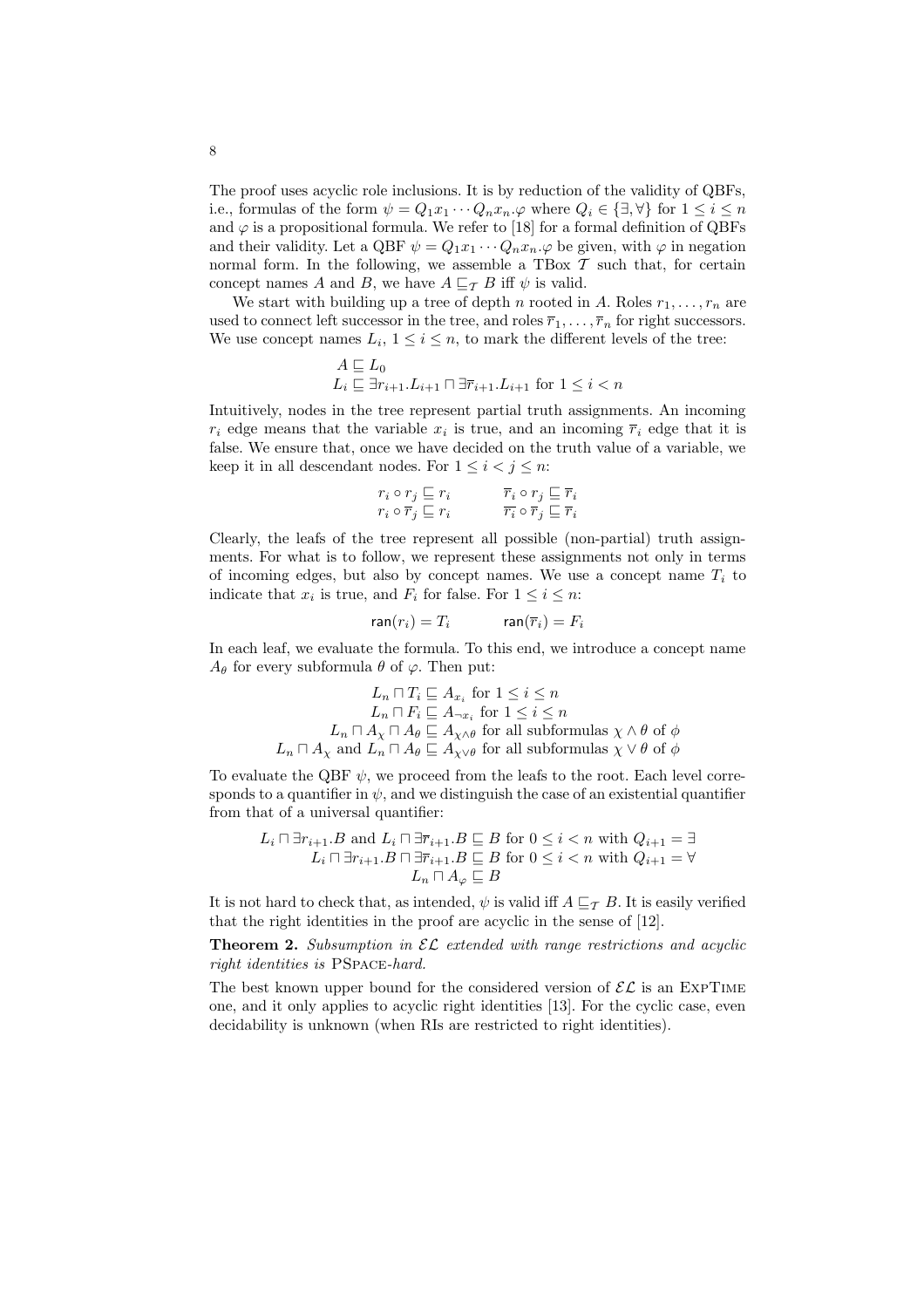The proof uses acyclic role inclusions. It is by reduction of the validity of QBFs, i.e., formulas of the form $\psi = Q_1 x_1 \cdots Q_n x_n.\varphi$ where $Q_i \in \{\exists, \forall\}$ for $1 \leq i \leq n$ and $\varphi$ is a propositional formula. We refer to [18] for a formal definition of QBFs and their validity. Let a QBF $\psi = Q_1 x_1 \cdots Q_n x_n.\varphi$ be given, with $\varphi$ in negation normal form. In the following, we assemble a TBox $\mathcal{T}$ such that, for certain concept names $A$ and $B$, we have $A \sqsubseteq_{\mathcal{T}} B$ iff $\psi$ is valid.

We start with building up a tree of depth $n$ rooted in $A$. Roles $r_1, \ldots, r_n$ are used to connect left successor in the tree, and roles $\overline{r}_1, \ldots, \overline{r}_n$ for right successors. We use concept names $L_i$, $1 \leq i \leq n$, to mark the different levels of the tree:

$$
\begin{aligned}
&A \sqsubseteq L_0 \\
&L_i \sqsubseteq \exists r_{i+1}.L_{i+1} \sqcap \exists \overline{r}_{i+1}.L_{i+1} \text{ for } 1 \leq i < n
\end{aligned}
$$

Intuitively, nodes in the tree represent partial truth assignments. An incoming $r_i$ edge means that the variable $x_i$ is true, and an incoming $\overline{r}_i$ edge that it is false. We ensure that, once we have decided on the truth value of a variable, we keep it in all descendant nodes. For $1 \leq i < j \leq n$:

$$
\begin{array}{ll}
r_i \circ r_j \sqsubseteq r_i & \quad \overline{r}_i \circ r_j \sqsubseteq \overline{r}_i \\
r_i \circ \overline{r}_j \sqsubseteq r_i & \quad \overline{r_i} \circ \overline{r}_j \sqsubseteq \overline{r}_i
\end{array}
$$

Clearly, the leafs of the tree represent all possible (non-partial) truth assignments. For what is to follow, we represent these assignments not only in terms of incoming edges, but also by concept names. We use a concept name $T_i$ to indicate that $x_i$ is true, and $F_i$ for false. For $1 \leq i \leq n$:

$$
\mathsf{ran}(r_i) = T_i \qquad \mathsf{ran}(\overline{r}_i) = F_i
$$

In each leaf, we evaluate the formula. To this end, we introduce a concept name $A_\theta$ for every subformula $\theta$ of $\varphi$. Then put:

$$
\begin{aligned}
L_n \sqcap T_i &\sqsubseteq A_{x_i} \text{ for } 1 \leq i \leq n \\
L_n \sqcap F_i &\sqsubseteq A_{\neg x_i} \text{ for } 1 \leq i \leq n \\
L_n \sqcap A_\chi \sqcap A_\theta &\sqsubseteq A_{\chi \wedge \theta} \text{ for all subformulas } \chi \wedge \theta \text{ of } \phi \\
L_n \sqcap A_\chi \text{ and } L_n \sqcap A_\theta &\sqsubseteq A_{\chi \vee \theta} \text{ for all subformulas } \chi \vee \theta \text{ of } \phi
\end{aligned}
$$

To evaluate the QBF $\psi$, we proceed from the leafs to the root. Each level corresponds to a quantifier in $\psi$, and we distinguish the case of an existential quantifier from that of a universal quantifier:

$$
\begin{aligned}
L_i \sqcap \exists r_{i+1}.B \text{ and } L_i \sqcap \exists \overline{r}_{i+1}.B &\sqsubseteq B \text{ for } 0 \leq i < n \text{ with } Q_{i+1} = \exists \\
L_i \sqcap \exists r_{i+1}.B \sqcap \exists \overline{r}_{i+1}.B &\sqsubseteq B \text{ for } 0 \leq i < n \text{ with } Q_{i+1} = \forall \\
L_n \sqcap A_\varphi &\sqsubseteq B
\end{aligned}
$$

It is not hard to check that, as intended, $\psi$ is valid iff $A \sqsubseteq_{\mathcal{T}} B$. It is easily verified that the right identities in the proof are acyclic in the sense of [12].

**Theorem 2.** *Subsumption in $\mathcal{EL}$ extended with range restrictions and acyclic right identities is* PSPACE*-hard.*

The best known upper bound for the considered version of $\mathcal{EL}$ is an EXPTIME one, and it only applies to acyclic right identities [13]. For the cyclic case, even decidability is unknown (when RIs are restricted to right identities).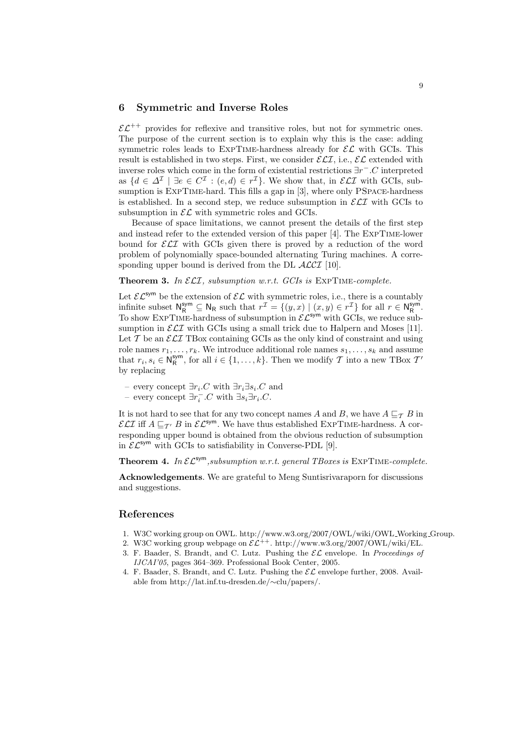## 6 Symmetric and Inverse Roles

$\mathcal{EL}^{++}$ provides for reflexive and transitive roles, but not for symmetric ones. The purpose of the current section is to explain why this is the case: adding symmetric roles leads to ExpTime-hardness already for $\mathcal{EL}$ with GCIs. This result is established in two steps. First, we consider $\mathcal{ELI}$, i.e., $\mathcal{EL}$ extended with inverse roles which come in the form of existential restrictions $\exists r^-.C$ interpreted as $\{d \in \Delta^\mathcal{I} \mid \exists e \in C^\mathcal{I} : (e,d) \in r^\mathcal{I}\}$. We show that, in $\mathcal{ELI}$ with GCIs, subsumption is ExpTime-hard. This fills a gap in [3], where only PSpace-hardness is established. In a second step, we reduce subsumption in $\mathcal{ELI}$ with GCIs to subsumption in $\mathcal{EL}$ with symmetric roles and GCIs.

Because of space limitations, we cannot present the details of the first step and instead refer to the extended version of this paper [4]. The ExpTime-lower bound for $\mathcal{ELI}$ with GCIs given there is proved by a reduction of the word problem of polynomially space-bounded alternating Turing machines. A corresponding upper bound is derived from the DL $\mathcal{ALCI}$ [10].

**Theorem 3.** *In $\mathcal{ELI}$, subsumption w.r.t. GCIs is* ExpTime*-complete.*

Let $\mathcal{EL}^{\mathsf{sym}}$ be the extension of $\mathcal{EL}$ with symmetric roles, i.e., there is a countably infinite subset $\mathsf{N}_\mathsf{R}^{\mathsf{sym}} \subseteq \mathsf{N}_\mathsf{R}$ such that $r^\mathcal{I} = \{(y,x) \mid (x,y) \in r^\mathcal{I}\}$ for all $r \in \mathsf{N}_\mathsf{R}^{\mathsf{sym}}$. To show ExpTime-hardness of subsumption in $\mathcal{EL}^{\mathsf{sym}}$ with GCIs, we reduce subsumption in $\mathcal{ELI}$ with GCIs using a small trick due to Halpern and Moses [11]. Let $\mathcal{T}$ be an $\mathcal{ELI}$ TBox containing GCIs as the only kind of constraint and using role names $r_1, \ldots, r_k$. We introduce additional role names $s_1, \ldots, s_k$ and assume that $r_i, s_i \in \mathsf{N}_\mathsf{R}^{\mathsf{sym}}$, for all $i \in \{1, \ldots, k\}$. Then we modify $\mathcal{T}$ into a new TBox $\mathcal{T}'$ by replacing

- every concept $\exists r_i.C$ with $\exists r_i \exists s_i.C$ and
- every concept $\exists r_i^-.C$ with $\exists s_i \exists r_i.C$.

It is not hard to see that for any two concept names $A$ and $B$, we have $A \sqsubseteq_\mathcal{T} B$ in $\mathcal{ELI}$ iff $A \sqsubseteq_{\mathcal{T}'} B$ in $\mathcal{EL}^{\mathsf{sym}}$. We have thus established ExpTime-hardness. A corresponding upper bound is obtained from the obvious reduction of subsumption in $\mathcal{EL}^{\mathsf{sym}}$ with GCIs to satisfiability in Converse-PDL [9].

**Theorem 4.** *In $\mathcal{EL}^{\mathsf{sym}}$,subsumption w.r.t. general TBoxes is* ExpTime*-complete.*

**Acknowledgements**. We are grateful to Meng Suntisrivaraporn for discussions and suggestions.

## References

1. W3C working group on OWL. http://www.w3.org/2007/OWL/wiki/OWL_Working_Group.
2. W3C working group webpage on $\mathcal{EL}^{++}$. http://www.w3.org/2007/OWL/wiki/EL.
3. F. Baader, S. Brandt, and C. Lutz. Pushing the $\mathcal{EL}$ envelope. In *Proceedings of IJCAI'05*, pages 364–369. Professional Book Center, 2005.
4. F. Baader, S. Brandt, and C. Lutz. Pushing the $\mathcal{EL}$ envelope further, 2008. Available from http://lat.inf.tu-dresden.de/∼clu/papers/.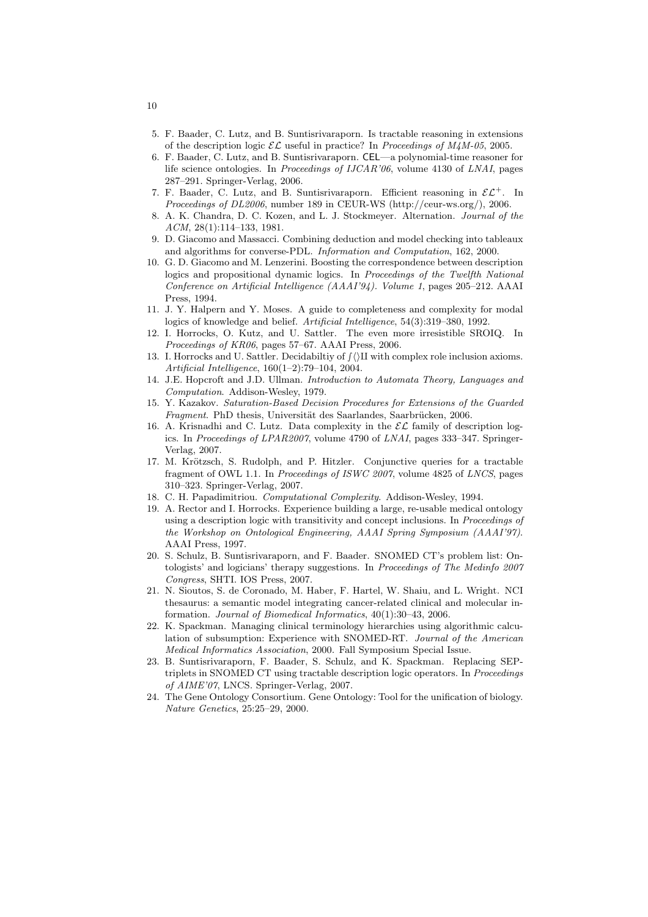5. F. Baader, C. Lutz, and B. Suntisrivaraporn. Is tractable reasoning in extensions of the description logic $\mathcal{EL}$ useful in practice? In *Proceedings of M4M-05*, 2005.
6. F. Baader, C. Lutz, and B. Suntisrivaraporn. CEL—a polynomial-time reasoner for life science ontologies. In *Proceedings of IJCAR'06*, volume 4130 of *LNAI*, pages 287–291. Springer-Verlag, 2006.
7. F. Baader, C. Lutz, and B. Suntisrivaraporn. Efficient reasoning in $\mathcal{EL}^+$. In *Proceedings of DL2006*, number 189 in CEUR-WS (http://ceur-ws.org/), 2006.
8. A. K. Chandra, D. C. Kozen, and L. J. Stockmeyer. Alternation. *Journal of the ACM*, 28(1):114–133, 1981.
9. D. Giacomo and Massacci. Combining deduction and model checking into tableaux and algorithms for converse-PDL. *Information and Computation*, 162, 2000.
10. G. D. Giacomo and M. Lenzerini. Boosting the correspondence between description logics and propositional dynamic logics. In *Proceedings of the Twelfth National Conference on Artificial Intelligence (AAAI'94). Volume 1*, pages 205–212. AAAI Press, 1994.
11. J. Y. Halpern and Y. Moses. A guide to completeness and complexity for modal logics of knowledge and belief. *Artificial Intelligence*, 54(3):319–380, 1992.
12. I. Horrocks, O. Kutz, and U. Sattler. The even more irresistible SROIQ. In *Proceedings of KR06*, pages 57–67. AAAI Press, 2006.
13. I. Horrocks and U. Sattler. Decidabiltiy of $\int\langle\rangle$II with complex role inclusion axioms. *Artificial Intelligence*, 160(1–2):79–104, 2004.
14. J.E. Hopcroft and J.D. Ullman. *Introduction to Automata Theory, Languages and Computation*. Addison-Wesley, 1979.
15. Y. Kazakov. *Saturation-Based Decision Procedures for Extensions of the Guarded Fragment*. PhD thesis, Universität des Saarlandes, Saarbrücken, 2006.
16. A. Krisnadhi and C. Lutz. Data complexity in the $\mathcal{EL}$ family of description logics. In *Proceedings of LPAR2007*, volume 4790 of *LNAI*, pages 333–347. Springer-Verlag, 2007.
17. M. Krötzsch, S. Rudolph, and P. Hitzler. Conjunctive queries for a tractable fragment of OWL 1.1. In *Proceedings of ISWC 2007*, volume 4825 of *LNCS*, pages 310–323. Springer-Verlag, 2007.
18. C. H. Papadimitriou. *Computational Complexity*. Addison-Wesley, 1994.
19. A. Rector and I. Horrocks. Experience building a large, re-usable medical ontology using a description logic with transitivity and concept inclusions. In *Proceedings of the Workshop on Ontological Engineering, AAAI Spring Symposium (AAAI'97)*. AAAI Press, 1997.
20. S. Schulz, B. Suntisrivaraporn, and F. Baader. SNOMED CT's problem list: Ontologists' and logicians' therapy suggestions. In *Proceedings of The Medinfo 2007 Congress*, SHTI. IOS Press, 2007.
21. N. Sioutos, S. de Coronado, M. Haber, F. Hartel, W. Shaiu, and L. Wright. NCI thesaurus: a semantic model integrating cancer-related clinical and molecular information. *Journal of Biomedical Informatics*, 40(1):30–43, 2006.
22. K. Spackman. Managing clinical terminology hierarchies using algorithmic calculation of subsumption: Experience with SNOMED-RT. *Journal of the American Medical Informatics Association*, 2000. Fall Symposium Special Issue.
23. B. Suntisrivaraporn, F. Baader, S. Schulz, and K. Spackman. Replacing SEP-triplets in SNOMED CT using tractable description logic operators. In *Proceedings of AIME'07*, LNCS. Springer-Verlag, 2007.
24. The Gene Ontology Consortium. Gene Ontology: Tool for the unification of biology. *Nature Genetics*, 25:25–29, 2000.